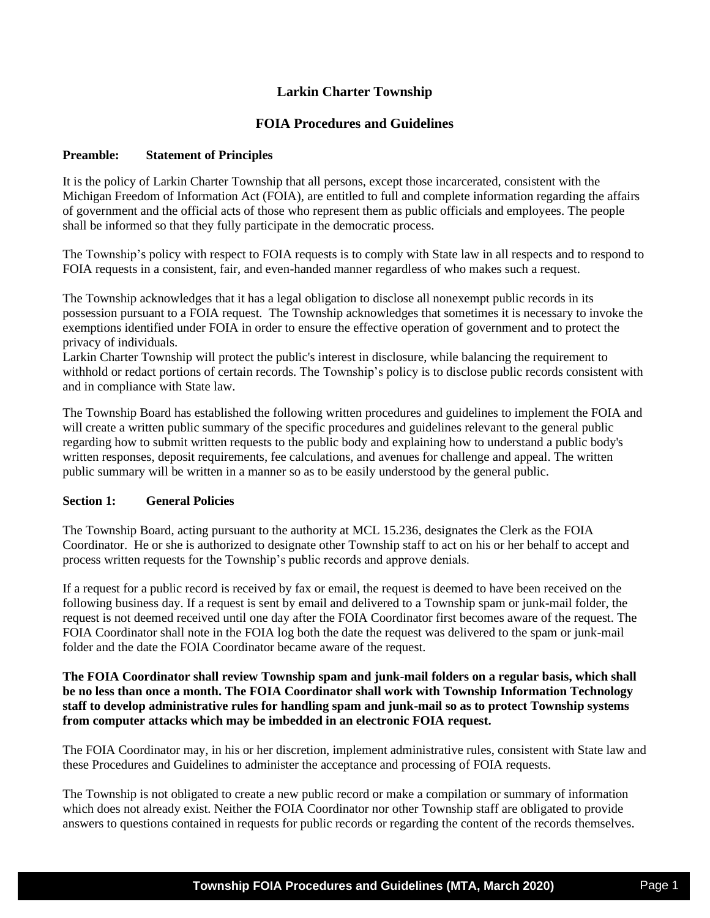# Larkin Charter Township

## FOIA Procedures and Guidelines

### Preamble: Statement of Principles

It is the policy of Larkin Charter Township that all persons, except those incarcerated, consistent with the Michigan Freedom of Information Act (FOIA), are entitled to full and complete information regarding the affairs of government and the official acts of those who represent them as public officials and employees. The people shall be informed so that they fully participate in the democratic process.

The Township's policy with respect to FOIA requests is to comply with State law in all respects and to respond to FOIA requests in a consistent, fair, and even-handed manner regardless of who makes such a request.

The Township acknowledges that it has a legal obligation to disclose all nonexempt public records in its possession pursuant to a FOIA request. The Township acknowledges that sometimes it is necessary to invoke the exemptions identified under FOIA in order to ensure the effective operation of government and to protect the privacy of individuals.

Larkin Charter Township will protect the public's interest in disclosure, while balancing the requirement to withhold or redact portions of certain records. The Township's policy is to disclose public records consistent with and in compliance with State law.

The Township Board has established the following written procedures and guidelines to implement the FOIA and will create a written public summary of the specific procedures and guidelines relevant to the general public regarding how to submit written requests to the public body and explaining how to understand a public body's written responses, deposit requirements, fee calculations, and avenues for challenge and appeal. The written public summary will be written in a manner so as to be easily understood by the general public.

### Section 1: General Policies

The Township Board, acting pursuant to the authority at MCL 15.236, designates the Clerk as the FOIA Coordinator. He or she is authorized to designate other Township staff to act on his or her behalf to accept and process written requests for the Township's public records and approve denials.

If a request for a public record is received by fax or email, the request is deemed to have been received on the following business day. If a request is sent by email and delivered to a Township spam or junk-mail folder, the request is not deemed received until one day after the FOIA Coordinator first becomes aware of the request. The FOIA Coordinator shall note in the FOIA log both the date the request was delivered to the spam or junk-mail folder and the date the FOIA Coordinator became aware of the request.

**The FOIA Coordinator shall review Township spam and junk-mail folders on a regular basis, which shall be no less than once a month. The FOIA Coordinator shall work with Township Information Technology staff to develop administrative rules for handling spam and junk-mail so as to protect Township systems from computer attacks which may be imbedded in an electronic FOIA request.**

The FOIA Coordinator may, in his or her discretion, implement administrative rules, consistent with State law and these Procedures and Guidelines to administer the acceptance and processing of FOIA requests.

The Township is not obligated to create a new public record or make a compilation or summary of information which does not already exist. Neither the FOIA Coordinator nor other Township staff are obligated to provide answers to questions contained in requests for public records or regarding the content of the records themselves.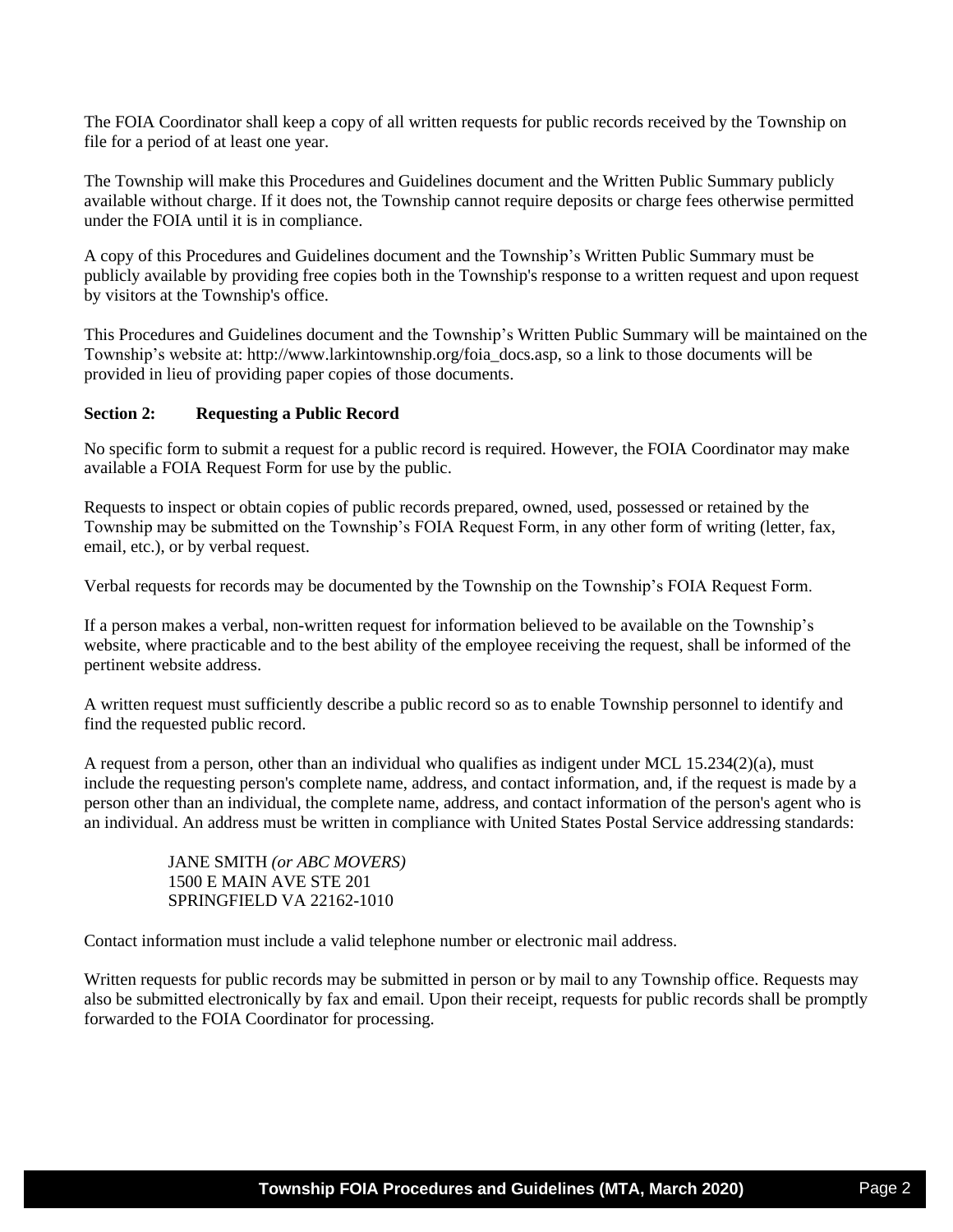The FOIA Coordinator shall keep a copy of all written requests for public records received by the Township on file for a period of at least one year.

The Township will make this Procedures and Guidelines document and the Written Public Summary publicly available without charge. If it does not, the Township cannot require deposits or charge fees otherwise permitted under the FOIA until it is in compliance.

A copy of this Procedures and Guidelines document and the Township's Written Public Summary must be publicly available by providing free copies both in the Township's response to a written request and upon request by visitors at the Township's office.

This Procedures and Guidelines document and the Township's Written Public Summary will be maintained on the Township's website at: http://www.larkintownship.org/foia_docs.asp, so a link to those documents will be provided in lieu of providing paper copies of those documents.

**Section 2: Requesting a Public Record**

No specific form to submit a request for a public record is required. However, the FOIA Coordinator may make available a FOIA Request Form for use by the public.

Requests to inspect or obtain copies of public records prepared, owned, used, possessed or retained by the Township may be submitted on the Township's FOIA Request Form, in any other form of writing (letter, fax, email, etc.), or by verbal request.

Verbal requests for records may be documented by the Township on the Township's FOIA Request Form.

If a person makes a verbal, non-written request for information believed to be available on the Township's website, where practicable and to the best ability of the employee receiving the request, shall be informed of the pertinent website address.

A written request must sufficiently describe a public record so as to enable Township personnel to identify and find the requested public record.

A request from a person, other than an individual who qualifies as indigent under MCL 15.234(2)(a), must include the requesting person's complete name, address, and contact information, and, if the request is made by a person other than an individual, the complete name, address, and contact information of the person's agent who is an individual. An address must be written in compliance with United States Postal Service addressing standards:

> JANE SMITH *(or ABC MOVERS)*
> 1500 E MAIN AVE STE 201
> SPRINGFIELD VA 22162-1010

Contact information must include a valid telephone number or electronic mail address.

Written requests for public records may be submitted in person or by mail to any Township office. Requests may also be submitted electronically by fax and email. Upon their receipt, requests for public records shall be promptly forwarded to the FOIA Coordinator for processing.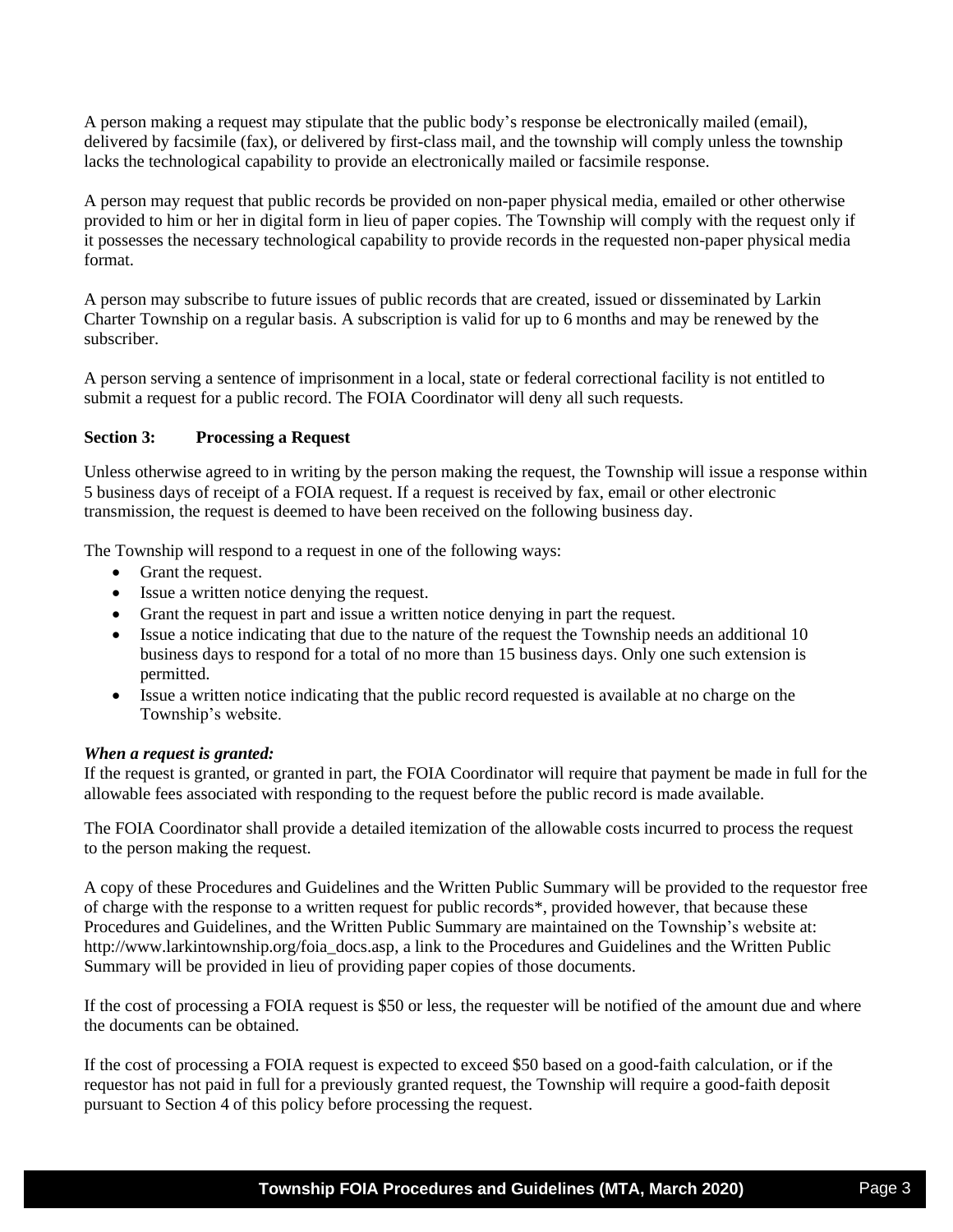A person making a request may stipulate that the public body's response be electronically mailed (email), delivered by facsimile (fax), or delivered by first-class mail, and the township will comply unless the township lacks the technological capability to provide an electronically mailed or facsimile response.

A person may request that public records be provided on non-paper physical media, emailed or other otherwise provided to him or her in digital form in lieu of paper copies. The Township will comply with the request only if it possesses the necessary technological capability to provide records in the requested non-paper physical media format.

A person may subscribe to future issues of public records that are created, issued or disseminated by Larkin Charter Township on a regular basis. A subscription is valid for up to 6 months and may be renewed by the subscriber.

A person serving a sentence of imprisonment in a local, state or federal correctional facility is not entitled to submit a request for a public record. The FOIA Coordinator will deny all such requests.

### Section 3: Processing a Request

Unless otherwise agreed to in writing by the person making the request, the Township will issue a response within 5 business days of receipt of a FOIA request. If a request is received by fax, email or other electronic transmission, the request is deemed to have been received on the following business day.

The Township will respond to a request in one of the following ways:

- Grant the request.
- Issue a written notice denying the request.
- Grant the request in part and issue a written notice denying in part the request.
- Issue a notice indicating that due to the nature of the request the Township needs an additional 10 business days to respond for a total of no more than 15 business days. Only one such extension is permitted.
- Issue a written notice indicating that the public record requested is available at no charge on the Township's website.

***When a request is granted:***

If the request is granted, or granted in part, the FOIA Coordinator will require that payment be made in full for the allowable fees associated with responding to the request before the public record is made available.

The FOIA Coordinator shall provide a detailed itemization of the allowable costs incurred to process the request to the person making the request.

A copy of these Procedures and Guidelines and the Written Public Summary will be provided to the requestor free of charge with the response to a written request for public records*, provided however, that because these Procedures and Guidelines, and the Written Public Summary are maintained on the Township's website at: http://www.larkintownship.org/foia_docs.asp, a link to the Procedures and Guidelines and the Written Public Summary will be provided in lieu of providing paper copies of those documents.

If the cost of processing a FOIA request is $50 or less, the requester will be notified of the amount due and where the documents can be obtained.

If the cost of processing a FOIA request is expected to exceed $50 based on a good-faith calculation, or if the requestor has not paid in full for a previously granted request, the Township will require a good-faith deposit pursuant to Section 4 of this policy before processing the request.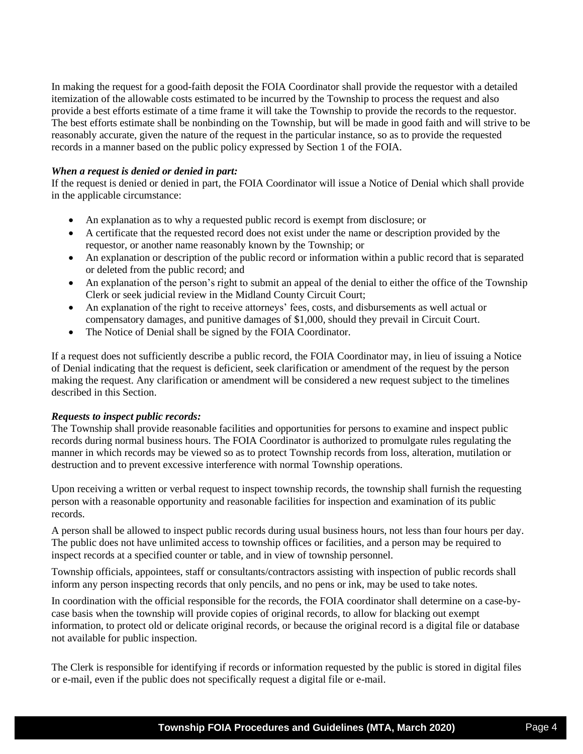In making the request for a good-faith deposit the FOIA Coordinator shall provide the requestor with a detailed itemization of the allowable costs estimated to be incurred by the Township to process the request and also provide a best efforts estimate of a time frame it will take the Township to provide the records to the requestor. The best efforts estimate shall be nonbinding on the Township, but will be made in good faith and will strive to be reasonably accurate, given the nature of the request in the particular instance, so as to provide the requested records in a manner based on the public policy expressed by Section 1 of the FOIA.

***When a request is denied or denied in part:***
If the request is denied or denied in part, the FOIA Coordinator will issue a Notice of Denial which shall provide in the applicable circumstance:

- An explanation as to why a requested public record is exempt from disclosure; or
- A certificate that the requested record does not exist under the name or description provided by the requestor, or another name reasonably known by the Township; or
- An explanation or description of the public record or information within a public record that is separated or deleted from the public record; and
- An explanation of the person's right to submit an appeal of the denial to either the office of the Township Clerk or seek judicial review in the Midland County Circuit Court;
- An explanation of the right to receive attorneys' fees, costs, and disbursements as well actual or compensatory damages, and punitive damages of $1,000, should they prevail in Circuit Court.
- The Notice of Denial shall be signed by the FOIA Coordinator.

If a request does not sufficiently describe a public record, the FOIA Coordinator may, in lieu of issuing a Notice of Denial indicating that the request is deficient, seek clarification or amendment of the request by the person making the request. Any clarification or amendment will be considered a new request subject to the timelines described in this Section.

***Requests to inspect public records:***
The Township shall provide reasonable facilities and opportunities for persons to examine and inspect public records during normal business hours. The FOIA Coordinator is authorized to promulgate rules regulating the manner in which records may be viewed so as to protect Township records from loss, alteration, mutilation or destruction and to prevent excessive interference with normal Township operations.

Upon receiving a written or verbal request to inspect township records, the township shall furnish the requesting person with a reasonable opportunity and reasonable facilities for inspection and examination of its public records.

A person shall be allowed to inspect public records during usual business hours, not less than four hours per day. The public does not have unlimited access to township offices or facilities, and a person may be required to inspect records at a specified counter or table, and in view of township personnel.

Township officials, appointees, staff or consultants/contractors assisting with inspection of public records shall inform any person inspecting records that only pencils, and no pens or ink, may be used to take notes.

In coordination with the official responsible for the records, the FOIA coordinator shall determine on a case-by-case basis when the township will provide copies of original records, to allow for blacking out exempt information, to protect old or delicate original records, or because the original record is a digital file or database not available for public inspection.

The Clerk is responsible for identifying if records or information requested by the public is stored in digital files or e-mail, even if the public does not specifically request a digital file or e-mail.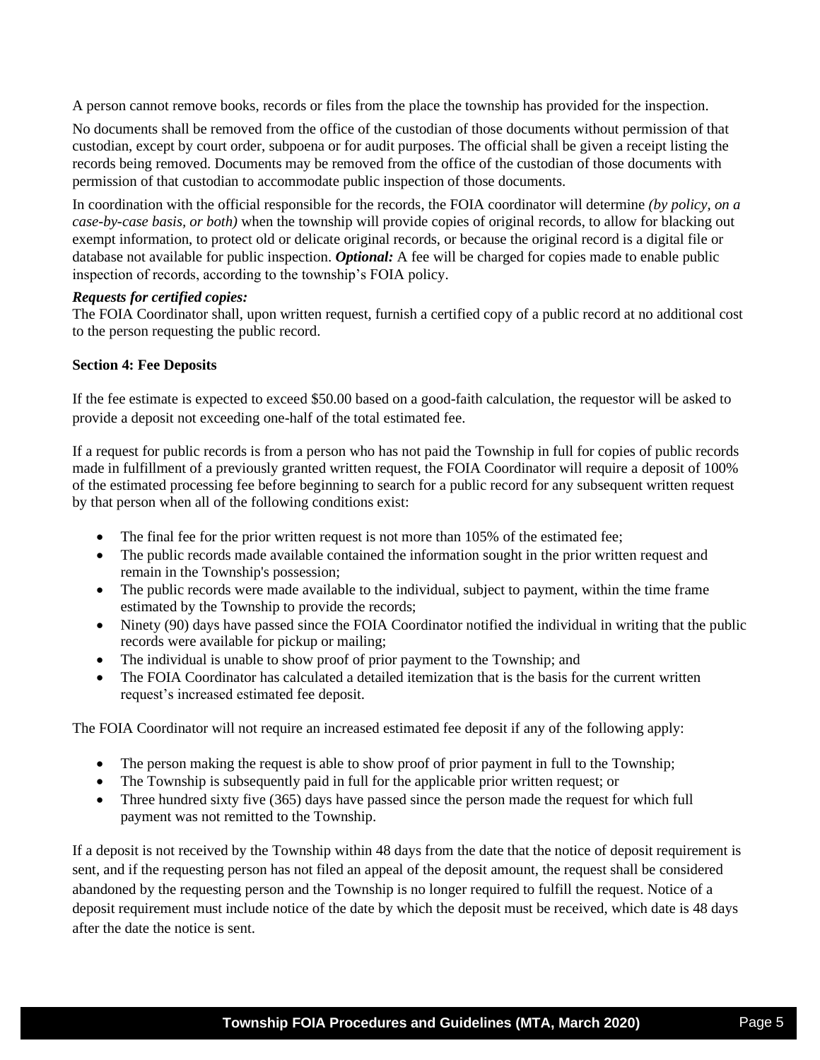A person cannot remove books, records or files from the place the township has provided for the inspection.

No documents shall be removed from the office of the custodian of those documents without permission of that custodian, except by court order, subpoena or for audit purposes. The official shall be given a receipt listing the records being removed. Documents may be removed from the office of the custodian of those documents with permission of that custodian to accommodate public inspection of those documents.

In coordination with the official responsible for the records, the FOIA coordinator will determine *(by policy, on a case-by-case basis, or both)* when the township will provide copies of original records, to allow for blacking out exempt information, to protect old or delicate original records, or because the original record is a digital file or database not available for public inspection. ***Optional:*** A fee will be charged for copies made to enable public inspection of records, according to the township's FOIA policy.

***Requests for certified copies:***
The FOIA Coordinator shall, upon written request, furnish a certified copy of a public record at no additional cost to the person requesting the public record.

**Section 4: Fee Deposits**

If the fee estimate is expected to exceed $50.00 based on a good-faith calculation, the requestor will be asked to provide a deposit not exceeding one-half of the total estimated fee.

If a request for public records is from a person who has not paid the Township in full for copies of public records made in fulfillment of a previously granted written request, the FOIA Coordinator will require a deposit of 100% of the estimated processing fee before beginning to search for a public record for any subsequent written request by that person when all of the following conditions exist:

- The final fee for the prior written request is not more than 105% of the estimated fee;
- The public records made available contained the information sought in the prior written request and remain in the Township's possession;
- The public records were made available to the individual, subject to payment, within the time frame estimated by the Township to provide the records;
- Ninety (90) days have passed since the FOIA Coordinator notified the individual in writing that the public records were available for pickup or mailing;
- The individual is unable to show proof of prior payment to the Township; and
- The FOIA Coordinator has calculated a detailed itemization that is the basis for the current written request's increased estimated fee deposit.

The FOIA Coordinator will not require an increased estimated fee deposit if any of the following apply:

- The person making the request is able to show proof of prior payment in full to the Township;
- The Township is subsequently paid in full for the applicable prior written request; or
- Three hundred sixty five (365) days have passed since the person made the request for which full payment was not remitted to the Township.

If a deposit is not received by the Township within 48 days from the date that the notice of deposit requirement is sent, and if the requesting person has not filed an appeal of the deposit amount, the request shall be considered abandoned by the requesting person and the Township is no longer required to fulfill the request. Notice of a deposit requirement must include notice of the date by which the deposit must be received, which date is 48 days after the date the notice is sent.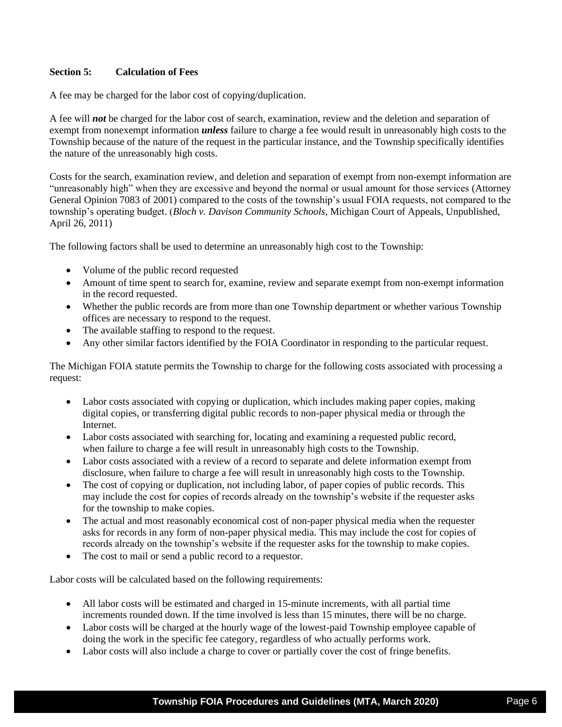**Section 5: Calculation of Fees**

A fee may be charged for the labor cost of copying/duplication.

A fee will ***not*** be charged for the labor cost of search, examination, review and the deletion and separation of exempt from nonexempt information ***unless*** failure to charge a fee would result in unreasonably high costs to the Township because of the nature of the request in the particular instance, and the Township specifically identifies the nature of the unreasonably high costs.

Costs for the search, examination review, and deletion and separation of exempt from non-exempt information are "unreasonably high" when they are excessive and beyond the normal or usual amount for those services (Attorney General Opinion 7083 of 2001) compared to the costs of the township's usual FOIA requests, not compared to the township's operating budget. (*Bloch v. Davison Community Schools*, Michigan Court of Appeals, Unpublished, April 26, 2011)

The following factors shall be used to determine an unreasonably high cost to the Township:

- Volume of the public record requested
- Amount of time spent to search for, examine, review and separate exempt from non-exempt information in the record requested.
- Whether the public records are from more than one Township department or whether various Township offices are necessary to respond to the request.
- The available staffing to respond to the request.
- Any other similar factors identified by the FOIA Coordinator in responding to the particular request.

The Michigan FOIA statute permits the Township to charge for the following costs associated with processing a request:

- Labor costs associated with copying or duplication, which includes making paper copies, making digital copies, or transferring digital public records to non-paper physical media or through the Internet.
- Labor costs associated with searching for, locating and examining a requested public record, when failure to charge a fee will result in unreasonably high costs to the Township.
- Labor costs associated with a review of a record to separate and delete information exempt from disclosure, when failure to charge a fee will result in unreasonably high costs to the Township.
- The cost of copying or duplication, not including labor, of paper copies of public records. This may include the cost for copies of records already on the township's website if the requester asks for the township to make copies.
- The actual and most reasonably economical cost of non-paper physical media when the requester asks for records in any form of non-paper physical media. This may include the cost for copies of records already on the township's website if the requester asks for the township to make copies.
- The cost to mail or send a public record to a requestor.

Labor costs will be calculated based on the following requirements:

- All labor costs will be estimated and charged in 15-minute increments, with all partial time increments rounded down. If the time involved is less than 15 minutes, there will be no charge.
- Labor costs will be charged at the hourly wage of the lowest-paid Township employee capable of doing the work in the specific fee category, regardless of who actually performs work.
- Labor costs will also include a charge to cover or partially cover the cost of fringe benefits.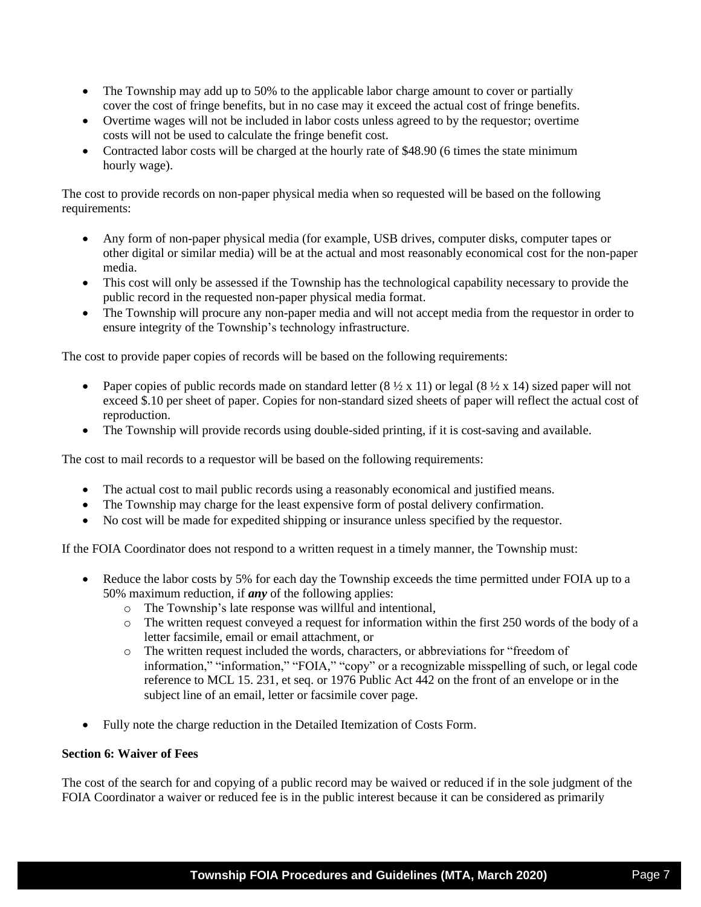- The Township may add up to 50% to the applicable labor charge amount to cover or partially cover the cost of fringe benefits, but in no case may it exceed the actual cost of fringe benefits.
- Overtime wages will not be included in labor costs unless agreed to by the requestor; overtime costs will not be used to calculate the fringe benefit cost.
- Contracted labor costs will be charged at the hourly rate of $48.90 (6 times the state minimum hourly wage).

The cost to provide records on non-paper physical media when so requested will be based on the following requirements:

- Any form of non-paper physical media (for example, USB drives, computer disks, computer tapes or other digital or similar media) will be at the actual and most reasonably economical cost for the non-paper media.
- This cost will only be assessed if the Township has the technological capability necessary to provide the public record in the requested non-paper physical media format.
- The Township will procure any non-paper media and will not accept media from the requestor in order to ensure integrity of the Township's technology infrastructure.

The cost to provide paper copies of records will be based on the following requirements:

- Paper copies of public records made on standard letter (8 ½ x 11) or legal (8 ½ x 14) sized paper will not exceed $.10 per sheet of paper. Copies for non-standard sized sheets of paper will reflect the actual cost of reproduction.
- The Township will provide records using double-sided printing, if it is cost-saving and available.

The cost to mail records to a requestor will be based on the following requirements:

- The actual cost to mail public records using a reasonably economical and justified means.
- The Township may charge for the least expensive form of postal delivery confirmation.
- No cost will be made for expedited shipping or insurance unless specified by the requestor.

If the FOIA Coordinator does not respond to a written request in a timely manner, the Township must:

- Reduce the labor costs by 5% for each day the Township exceeds the time permitted under FOIA up to a 50% maximum reduction, if ***any*** of the following applies:
  - The Township's late response was willful and intentional,
  - The written request conveyed a request for information within the first 250 words of the body of a letter facsimile, email or email attachment, or
  - The written request included the words, characters, or abbreviations for "freedom of information," "information," "FOIA," "copy" or a recognizable misspelling of such, or legal code reference to MCL 15. 231, et seq. or 1976 Public Act 442 on the front of an envelope or in the subject line of an email, letter or facsimile cover page.
- Fully note the charge reduction in the Detailed Itemization of Costs Form.

**Section 6: Waiver of Fees**

The cost of the search for and copying of a public record may be waived or reduced if in the sole judgment of the FOIA Coordinator a waiver or reduced fee is in the public interest because it can be considered as primarily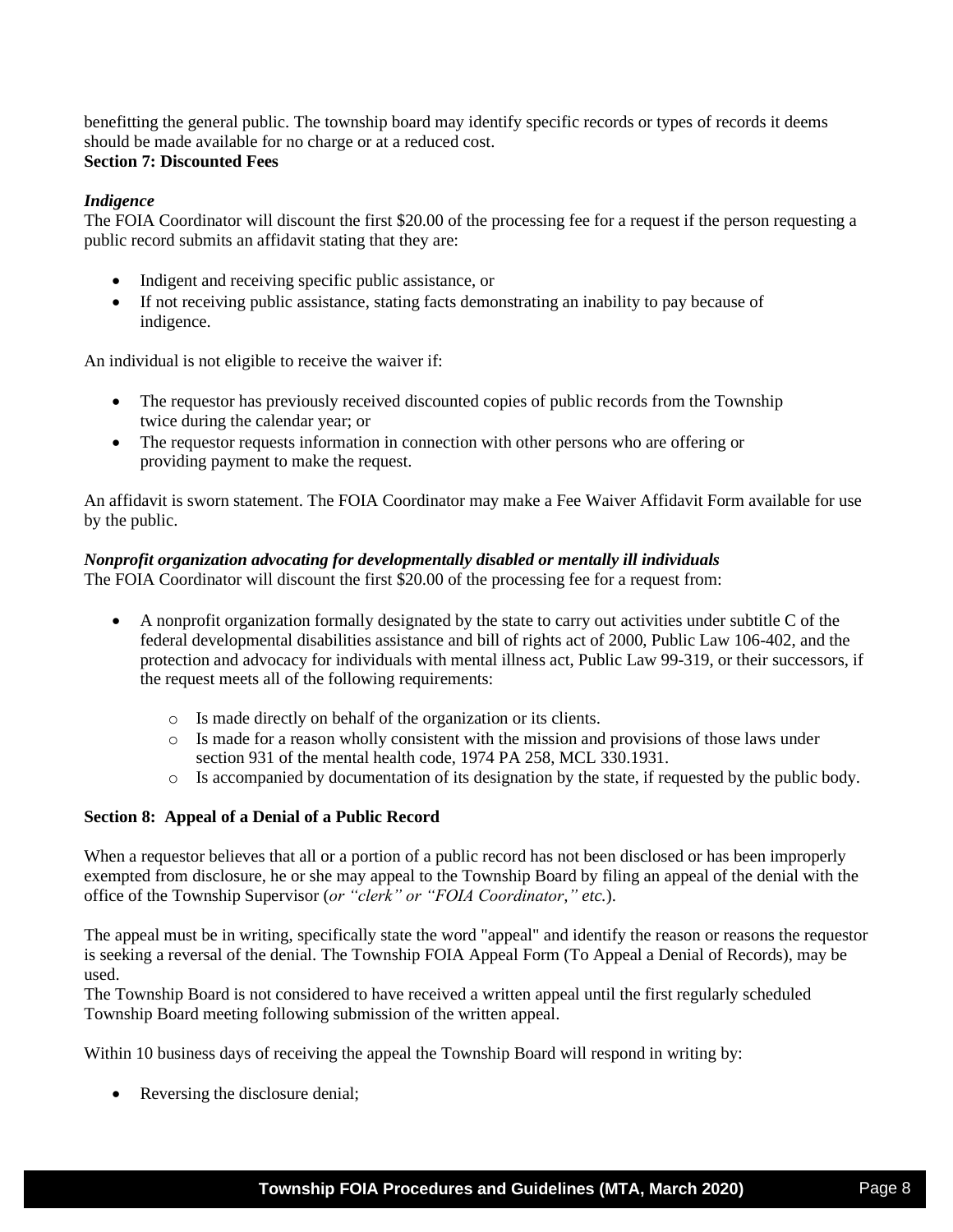benefitting the general public. The township board may identify specific records or types of records it deems should be made available for no charge or at a reduced cost.

**Section 7: Discounted Fees**

***Indigence***

The FOIA Coordinator will discount the first $20.00 of the processing fee for a request if the person requesting a public record submits an affidavit stating that they are:

- Indigent and receiving specific public assistance, or
- If not receiving public assistance, stating facts demonstrating an inability to pay because of indigence.

An individual is not eligible to receive the waiver if:

- The requestor has previously received discounted copies of public records from the Township twice during the calendar year; or
- The requestor requests information in connection with other persons who are offering or providing payment to make the request.

An affidavit is sworn statement. The FOIA Coordinator may make a Fee Waiver Affidavit Form available for use by the public.

***Nonprofit organization advocating for developmentally disabled or mentally ill individuals***

The FOIA Coordinator will discount the first $20.00 of the processing fee for a request from:

- A nonprofit organization formally designated by the state to carry out activities under subtitle C of the federal developmental disabilities assistance and bill of rights act of 2000, Public Law 106-402, and the protection and advocacy for individuals with mental illness act, Public Law 99-319, or their successors, if the request meets all of the following requirements:
  - Is made directly on behalf of the organization or its clients.
  - Is made for a reason wholly consistent with the mission and provisions of those laws under section 931 of the mental health code, 1974 PA 258, MCL 330.1931.
  - Is accompanied by documentation of its designation by the state, if requested by the public body.

**Section 8: Appeal of a Denial of a Public Record**

When a requestor believes that all or a portion of a public record has not been disclosed or has been improperly exempted from disclosure, he or she may appeal to the Township Board by filing an appeal of the denial with the office of the Township Supervisor (*or "clerk" or "FOIA Coordinator," etc.*).

The appeal must be in writing, specifically state the word "appeal" and identify the reason or reasons the requestor is seeking a reversal of the denial. The Township FOIA Appeal Form (To Appeal a Denial of Records), may be used.

The Township Board is not considered to have received a written appeal until the first regularly scheduled Township Board meeting following submission of the written appeal.

Within 10 business days of receiving the appeal the Township Board will respond in writing by:

- Reversing the disclosure denial;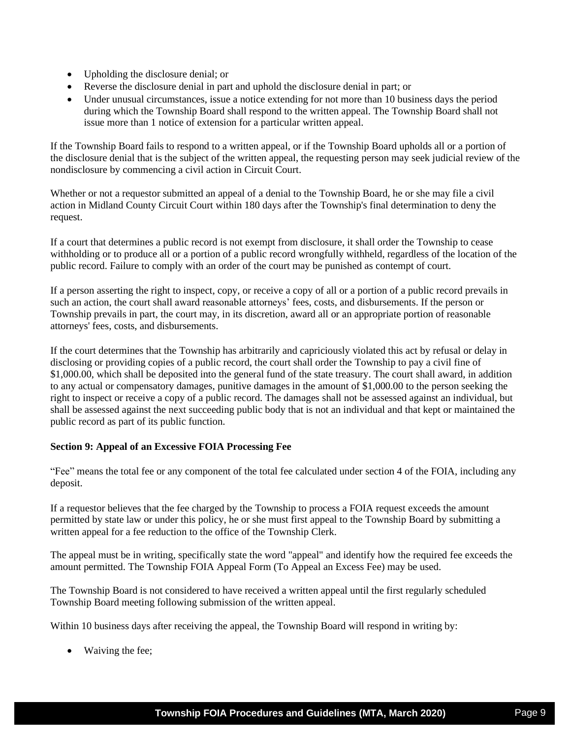- Upholding the disclosure denial; or
- Reverse the disclosure denial in part and uphold the disclosure denial in part; or
- Under unusual circumstances, issue a notice extending for not more than 10 business days the period during which the Township Board shall respond to the written appeal. The Township Board shall not issue more than 1 notice of extension for a particular written appeal.

If the Township Board fails to respond to a written appeal, or if the Township Board upholds all or a portion of the disclosure denial that is the subject of the written appeal, the requesting person may seek judicial review of the nondisclosure by commencing a civil action in Circuit Court.

Whether or not a requestor submitted an appeal of a denial to the Township Board, he or she may file a civil action in Midland County Circuit Court within 180 days after the Township's final determination to deny the request.

If a court that determines a public record is not exempt from disclosure, it shall order the Township to cease withholding or to produce all or a portion of a public record wrongfully withheld, regardless of the location of the public record. Failure to comply with an order of the court may be punished as contempt of court.

If a person asserting the right to inspect, copy, or receive a copy of all or a portion of a public record prevails in such an action, the court shall award reasonable attorneys' fees, costs, and disbursements. If the person or Township prevails in part, the court may, in its discretion, award all or an appropriate portion of reasonable attorneys' fees, costs, and disbursements.

If the court determines that the Township has arbitrarily and capriciously violated this act by refusal or delay in disclosing or providing copies of a public record, the court shall order the Township to pay a civil fine of $1,000.00, which shall be deposited into the general fund of the state treasury. The court shall award, in addition to any actual or compensatory damages, punitive damages in the amount of $1,000.00 to the person seeking the right to inspect or receive a copy of a public record. The damages shall not be assessed against an individual, but shall be assessed against the next succeeding public body that is not an individual and that kept or maintained the public record as part of its public function.

**Section 9: Appeal of an Excessive FOIA Processing Fee**

"Fee" means the total fee or any component of the total fee calculated under section 4 of the FOIA, including any deposit.

If a requestor believes that the fee charged by the Township to process a FOIA request exceeds the amount permitted by state law or under this policy, he or she must first appeal to the Township Board by submitting a written appeal for a fee reduction to the office of the Township Clerk.

The appeal must be in writing, specifically state the word "appeal" and identify how the required fee exceeds the amount permitted. The Township FOIA Appeal Form (To Appeal an Excess Fee) may be used.

The Township Board is not considered to have received a written appeal until the first regularly scheduled Township Board meeting following submission of the written appeal.

Within 10 business days after receiving the appeal, the Township Board will respond in writing by:

- Waiving the fee;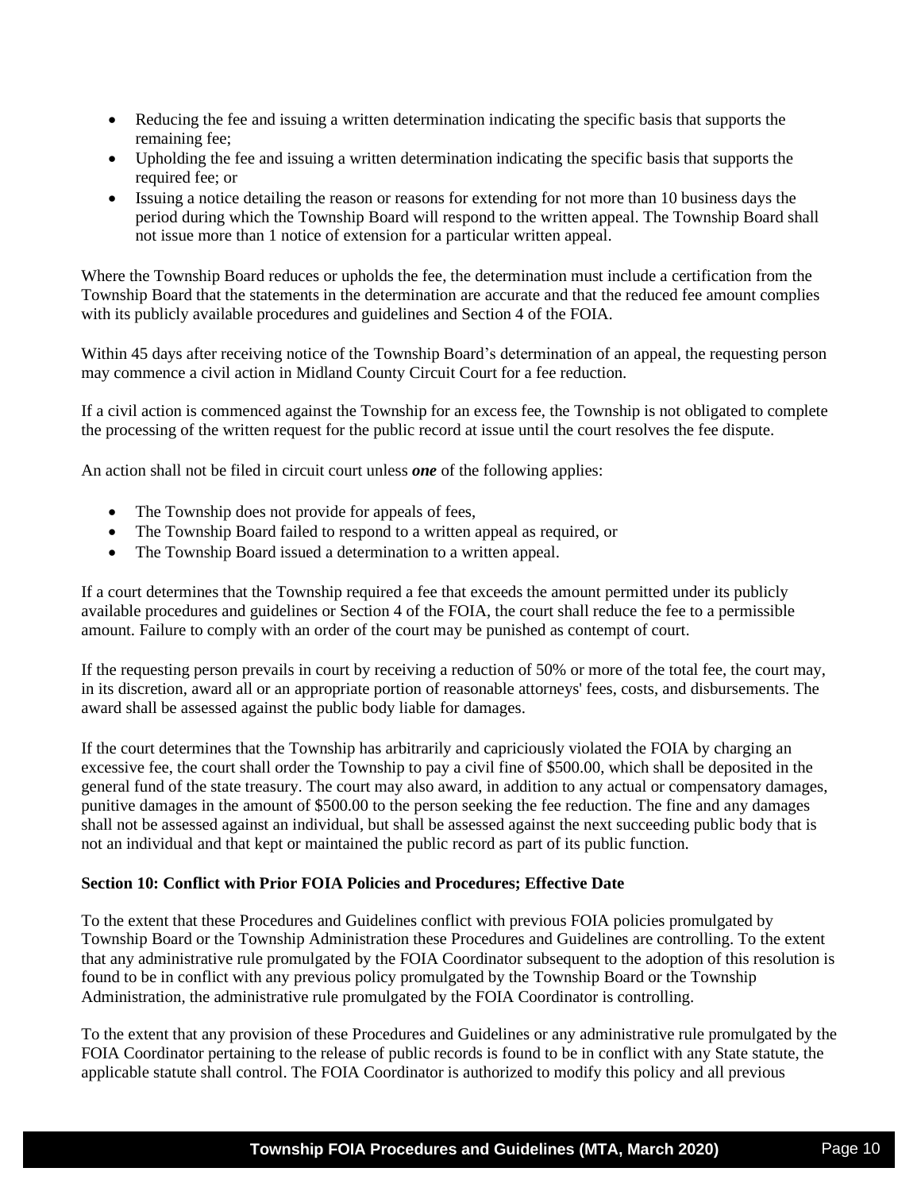- Reducing the fee and issuing a written determination indicating the specific basis that supports the remaining fee;
- Upholding the fee and issuing a written determination indicating the specific basis that supports the required fee; or
- Issuing a notice detailing the reason or reasons for extending for not more than 10 business days the period during which the Township Board will respond to the written appeal. The Township Board shall not issue more than 1 notice of extension for a particular written appeal.

Where the Township Board reduces or upholds the fee, the determination must include a certification from the Township Board that the statements in the determination are accurate and that the reduced fee amount complies with its publicly available procedures and guidelines and Section 4 of the FOIA.

Within 45 days after receiving notice of the Township Board's determination of an appeal, the requesting person may commence a civil action in Midland County Circuit Court for a fee reduction.

If a civil action is commenced against the Township for an excess fee, the Township is not obligated to complete the processing of the written request for the public record at issue until the court resolves the fee dispute.

An action shall not be filed in circuit court unless ***one*** of the following applies:

- The Township does not provide for appeals of fees,
- The Township Board failed to respond to a written appeal as required, or
- The Township Board issued a determination to a written appeal.

If a court determines that the Township required a fee that exceeds the amount permitted under its publicly available procedures and guidelines or Section 4 of the FOIA, the court shall reduce the fee to a permissible amount. Failure to comply with an order of the court may be punished as contempt of court.

If the requesting person prevails in court by receiving a reduction of 50% or more of the total fee, the court may, in its discretion, award all or an appropriate portion of reasonable attorneys' fees, costs, and disbursements. The award shall be assessed against the public body liable for damages.

If the court determines that the Township has arbitrarily and capriciously violated the FOIA by charging an excessive fee, the court shall order the Township to pay a civil fine of $500.00, which shall be deposited in the general fund of the state treasury. The court may also award, in addition to any actual or compensatory damages, punitive damages in the amount of $500.00 to the person seeking the fee reduction. The fine and any damages shall not be assessed against an individual, but shall be assessed against the next succeeding public body that is not an individual and that kept or maintained the public record as part of its public function.

**Section 10: Conflict with Prior FOIA Policies and Procedures; Effective Date**

To the extent that these Procedures and Guidelines conflict with previous FOIA policies promulgated by Township Board or the Township Administration these Procedures and Guidelines are controlling. To the extent that any administrative rule promulgated by the FOIA Coordinator subsequent to the adoption of this resolution is found to be in conflict with any previous policy promulgated by the Township Board or the Township Administration, the administrative rule promulgated by the FOIA Coordinator is controlling.

To the extent that any provision of these Procedures and Guidelines or any administrative rule promulgated by the FOIA Coordinator pertaining to the release of public records is found to be in conflict with any State statute, the applicable statute shall control. The FOIA Coordinator is authorized to modify this policy and all previous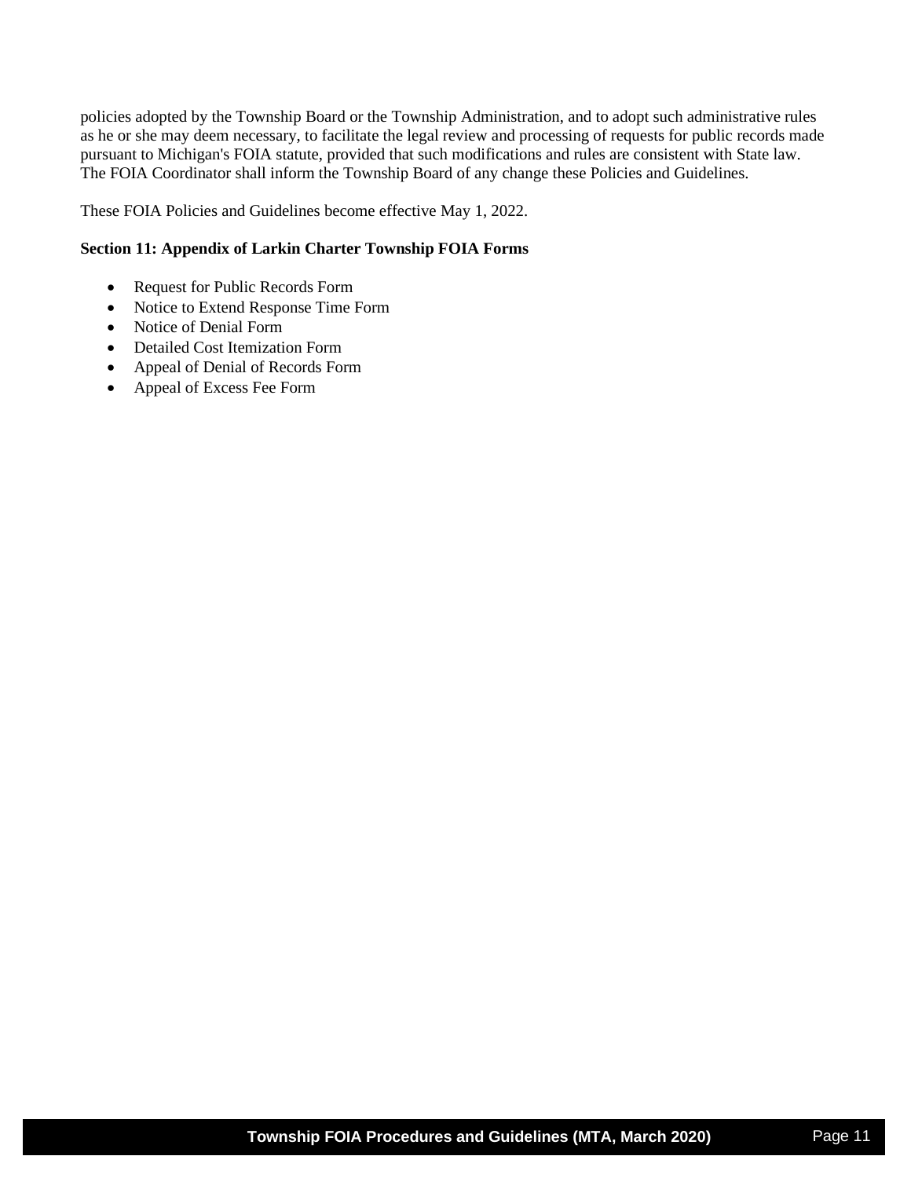policies adopted by the Township Board or the Township Administration, and to adopt such administrative rules as he or she may deem necessary, to facilitate the legal review and processing of requests for public records made pursuant to Michigan's FOIA statute, provided that such modifications and rules are consistent with State law. The FOIA Coordinator shall inform the Township Board of any change these Policies and Guidelines.

These FOIA Policies and Guidelines become effective May 1, 2022.

**Section 11: Appendix of Larkin Charter Township FOIA Forms**

- Request for Public Records Form
- Notice to Extend Response Time Form
- Notice of Denial Form
- Detailed Cost Itemization Form
- Appeal of Denial of Records Form
- Appeal of Excess Fee Form